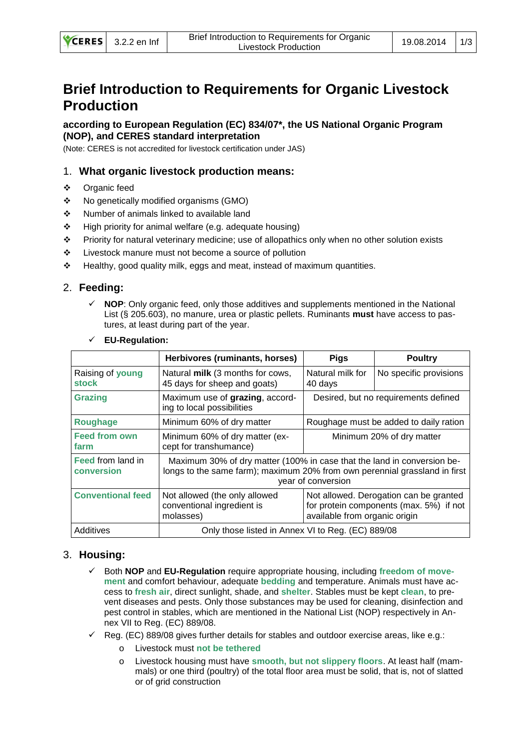// Brief Introduction to Requirements for Organic Livestock Production

# Brief Introduction to Requirements for Organic Livestock Production

**according to European Regulation (EC) 834/07\*, the US National Organic Program (NOP), and CERES standard interpretation**

(Note: CERES is not accredited for livestock certification under JAS)

## 1. What organic livestock production means:

- Organic feed
- No genetically modified organisms (GMO)
- Number of animals linked to available land
- High priority for animal welfare (e.g. adequate housing)
- Priority for natural veterinary medicine; use of allopathics only when no other solution exists
- Livestock manure must not become a source of pollution
- Healthy, good quality milk, eggs and meat, instead of maximum quantities.

## 2. Feeding:

- ✓ **NOP**: Only organic feed, only those additives and supplements mentioned in the National List (§ 205.603), no manure, urea or plastic pellets. Ruminants **must** have access to pastures, at least during part of the year.
- ✓ **EU-Regulation:**

| | Herbivores (ruminants, horses) | Pigs | Poultry |
|---|---|---|---|
| Raising of **young stock** | Natural **milk** (3 months for cows, 45 days for sheep and goats) | Natural milk for 40 days | No specific provisions |
| **Grazing** | Maximum use of **grazing**, according to local possibilities | Desired, but no requirements defined | |
| **Roughage** | Minimum 60% of dry matter | Roughage must be added to daily ration | |
| **Feed from own farm** | Minimum 60% of dry matter (except for transhumance) | Minimum 20% of dry matter | |
| **Feed** from land in **conversion** | Maximum 30% of dry matter (100% in case that the land in conversion belongs to the same farm); maximum 20% from own perennial grassland in first year of conversion | | |
| **Conventional feed** | Not allowed (the only allowed conventional ingredient is molasses) | Not allowed. Derogation can be granted for protein components (max. 5%) if not available from organic origin | |
| Additives | Only those listed in Annex VI to Reg. (EC) 889/08 | | |

## 3. Housing:

- ✓ Both **NOP** and **EU-Regulation** require appropriate housing, including **freedom of movement** and comfort behaviour, adequate **bedding** and temperature. Animals must have access to **fresh air**, direct sunlight, shade, and **shelter**. Stables must be kept **clean**, to prevent diseases and pests. Only those substances may be used for cleaning, disinfection and pest control in stables, which are mentioned in the National List (NOP) respectively in Annex VII to Reg. (EC) 889/08.
- ✓ Reg. (EC) 889/08 gives further details for stables and outdoor exercise areas, like e.g.:
  - Livestock must **not be tethered**
  - Livestock housing must have **smooth, but not slippery floors**. At least half (mammals) or one third (poultry) of the total floor area must be solid, that is, not of slatted or of grid construction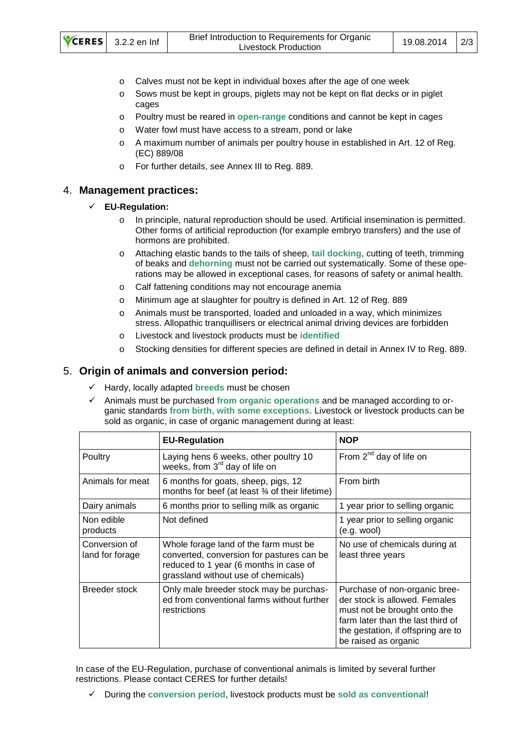- Calves must not be kept in individual boxes after the age of one week
- Sows must be kept in groups, piglets may not be kept on flat decks or in piglet cages
- Poultry must be reared in **open-range** conditions and cannot be kept in cages
- Water fowl must have access to a stream, pond or lake
- A maximum number of animals per poultry house in established in Art. 12 of Reg. (EC) 889/08
- For further details, see Annex III to Reg. 889.

## 4. Management practices:

- ✓ **EU-Regulation:**
  - In principle, natural reproduction should be used. Artificial insemination is permitted. Other forms of artificial reproduction (for example embryo transfers) and the use of hormons are prohibited.
  - Attaching elastic bands to the tails of sheep, **tail docking**, cutting of teeth, trimming of beaks and **dehorning** must not be carried out systematically. Some of these operations may be allowed in exceptional cases, for reasons of safety or animal health.
  - Calf fattening conditions may not encourage anemia
  - Minimum age at slaughter for poultry is defined in Art. 12 of Reg. 889
  - Animals must be transported, loaded and unloaded in a way, which minimizes stress. Allopathic tranquillisers or electrical animal driving devices are forbidden
  - Livestock and livestock products must be **identified**
  - Stocking densities for different species are defined in detail in Annex IV to Reg. 889.

## 5. Origin of animals and conversion period:

- ✓ Hardy, locally adapted **breeds** must be chosen
- ✓ Animals must be purchased **from organic operations** and be managed according to organic standards **from birth, with some exceptions**. Livestock or livestock products can be sold as organic, in case of organic management during at least:

| | **EU-Regulation** | **NOP** |
|---|---|---|
| Poultry | Laying hens 6 weeks, other poultry 10 weeks, from 3rd day of life on | From 2nd day of life on |
| Animals for meat | 6 months for goats, sheep, pigs, 12 months for beef (at least ¾ of their lifetime) | From birth |
| Dairy animals | 6 months prior to selling milk as organic | 1 year prior to selling organic |
| Non edible products | Not defined | 1 year prior to selling organic (e.g. wool) |
| Conversion of land for forage | Whole forage land of the farm must be converted, conversion for pastures can be reduced to 1 year (6 months in case of grassland without use of chemicals) | No use of chemicals during at least three years |
| Breeder stock | Only male breeder stock may be purchased from conventional farms without further restrictions | Purchase of non-organic breeder stock is allowed. Females must not be brought onto the farm later than the last third of the gestation, if offspring are to be raised as organic |

In case of the EU-Regulation, purchase of conventional animals is limited by several further restrictions. Please contact CERES for further details!

- ✓ During the **conversion period**, livestock products must be **sold as conventional**!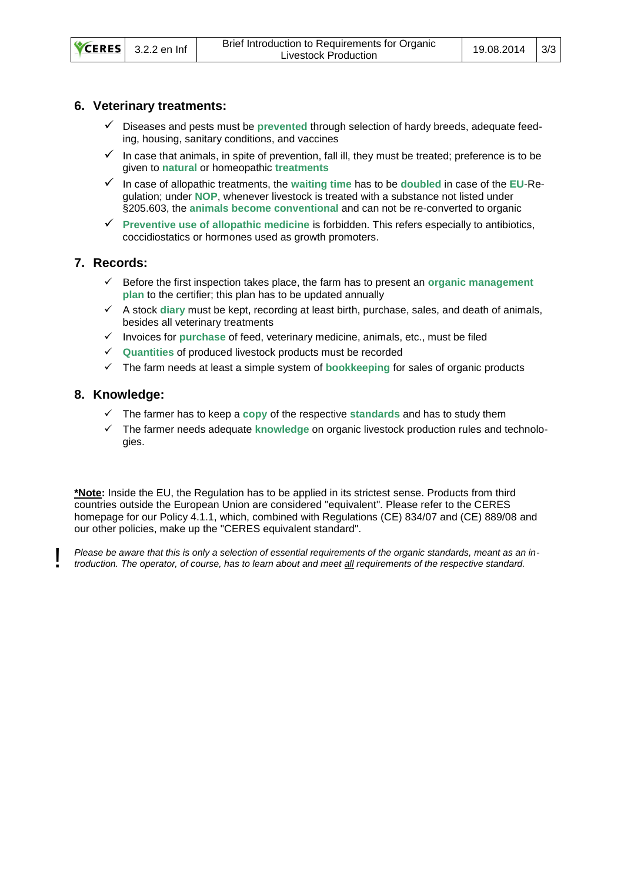## 6. Veterinary treatments:

- Diseases and pests must be **prevented** through selection of hardy breeds, adequate feeding, housing, sanitary conditions, and vaccines
- In case that animals, in spite of prevention, fall ill, they must be treated; preference is to be given to **natural** or homeopathic **treatments**
- In case of allopathic treatments, the **waiting time** has to be **doubled** in case of the **EU**-Regulation; under **NOP**, whenever livestock is treated with a substance not listed under §205.603, the **animals become conventional** and can not be re-converted to organic
- **Preventive use of allopathic medicine** is forbidden. This refers especially to antibiotics, coccidiostatics or hormones used as growth promoters.

## 7. Records:

- Before the first inspection takes place, the farm has to present an **organic management plan** to the certifier; this plan has to be updated annually
- A stock **diary** must be kept, recording at least birth, purchase, sales, and death of animals, besides all veterinary treatments
- Invoices for **purchase** of feed, veterinary medicine, animals, etc., must be filed
- **Quantities** of produced livestock products must be recorded
- The farm needs at least a simple system of **bookkeeping** for sales of organic products

## 8. Knowledge:

- The farmer has to keep a **copy** of the respective **standards** and has to study them
- The farmer needs adequate **knowledge** on organic livestock production rules and technologies.

**\*Note:** Inside the EU, the Regulation has to be applied in its strictest sense. Products from third countries outside the European Union are considered "equivalent". Please refer to the CERES homepage for our Policy 4.1.1, which, combined with Regulations (CE) 834/07 and (CE) 889/08 and our other policies, make up the "CERES equivalent standard".

! *Please be aware that this is only a selection of essential requirements of the organic standards, meant as an introduction. The operator, of course, has to learn about and meet all requirements of the respective standard.*